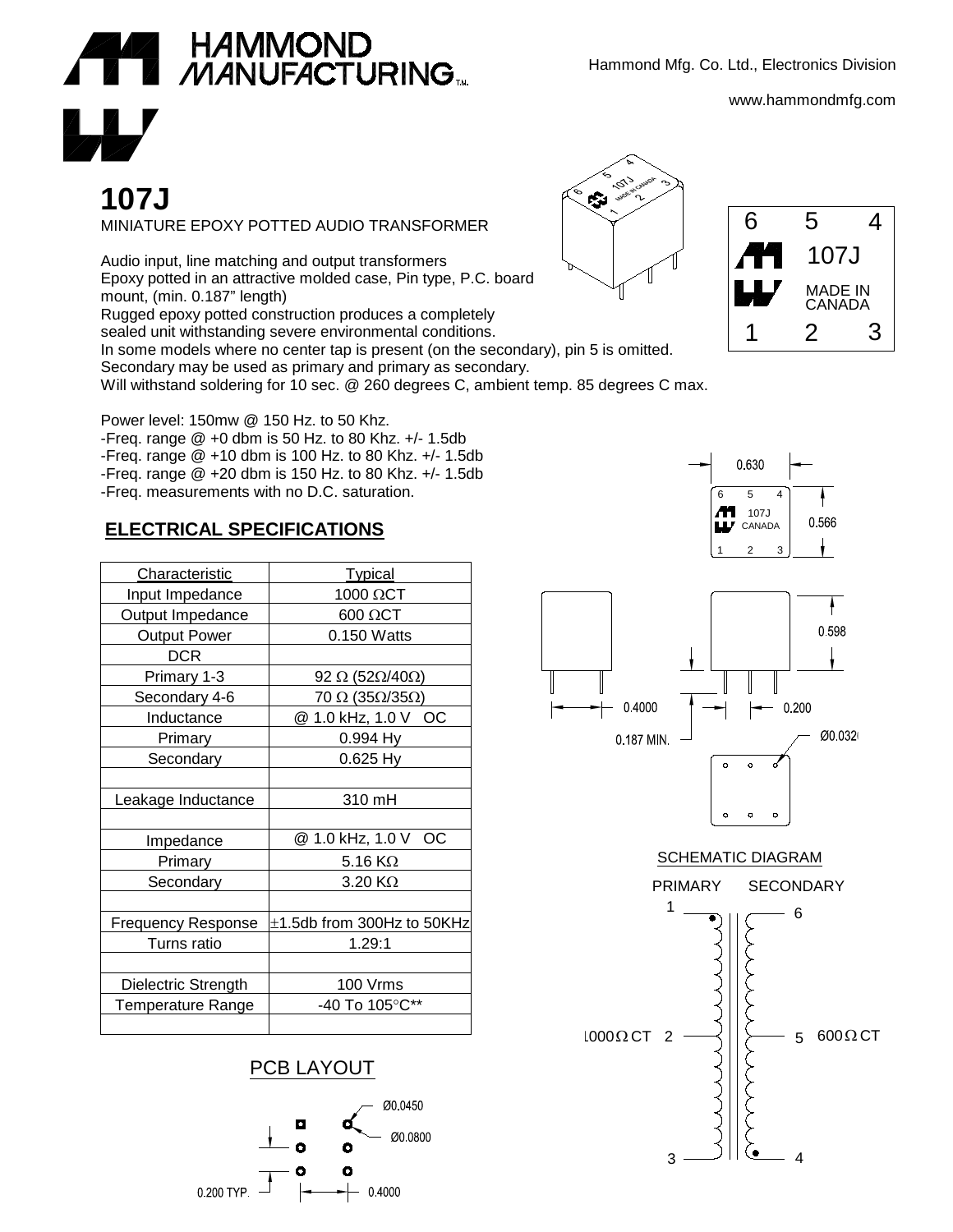Hammond Mfg. Co. Ltd., Electronics Division

www.hammondmfg.com

# 107J

MINIATURE EPOXY POTTED AUDIO TRANSFORMER

Audio input, line matching and output transformers
Epoxy potted in an attractive molded case, Pin type, P.C. board mount, (min. 0.187" length)
Rugged epoxy potted construction produces a completely sealed unit withstanding severe environmental conditions.
In some models where no center tap is present (on the secondary), pin 5 is omitted.
Secondary may be used as primary and primary as secondary.
Will withstand soldering for 10 sec. @ 260 degrees C, ambient temp. 85 degrees C max.

Power level: 150mw @ 150 Hz. to 50 Khz.
-Freq. range @ +0 dbm is 50 Hz. to 80 Khz. +/- 1.5db
-Freq. range @ +10 dbm is 100 Hz. to 80 Khz. +/- 1.5db
-Freq. range @ +20 dbm is 150 Hz. to 80 Khz. +/- 1.5db
-Freq. measurements with no D.C. saturation.

## ELECTRICAL SPECIFICATIONS

| Characteristic | Typical |
|---|---|
| Input Impedance | 1000 ΩCT |
| Output Impedance | 600 ΩCT |
| Output Power | 0.150 Watts |
| DCR | |
| Primary 1-3 | 92 Ω (52Ω/40Ω) |
| Secondary 4-6 | 70 Ω (35Ω/35Ω) |
| Inductance | @ 1.0 kHz, 1.0 V OC |
| Primary | 0.994 Hy |
| Secondary | 0.625 Hy |
| | |
| Leakage Inductance | 310 mH |
| | |
| Impedance | @ 1.0 kHz, 1.0 V OC |
| Primary | 5.16 KΩ |
| Secondary | 3.20 KΩ |
| | |
| Frequency Response | ±1.5db from 300Hz to 50KHz |
| Turns ratio | 1.29:1 |
| | |
| Dielectric Strength | 100 Vrms |
| Temperature Range | -40 To 105°C** |
| | |

6 5 4
107J
MADE IN CANADA
1 2 3

0.630
0.566
0.598
0.4000
0.200
0.187 MIN.
Ø0.032

SCHEMATIC DIAGRAM

PRIMARY SECONDARY

1 — 6
1000Ω CT 2 — 5 600Ω CT
3 — 4

PCB LAYOUT

Ø0.0450
Ø0.0800
0.200 TYP.
0.4000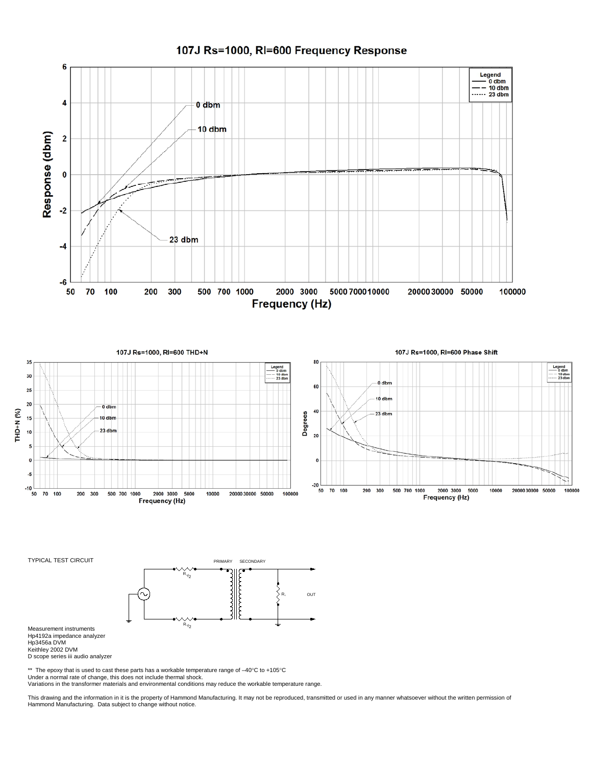## 107J Rs=1000, Rl=600 Frequency Response

Response (dbm)

6
4
2
0
-2
-4
-6

50 70 100 200 300 500 700 1000 2000 3000 5000 7000 10000 20000 30000 50000 100000

Frequency (Hz)

Legend
0 dbm
10 dbm
23 dbm

0 dbm
10 dbm
23 dbm

## 107J Rs=1000, Rl=600 THD+N

THD+N (%)

35
30
25
20
15
10
5
0
-5
-10

50 70 100 200 300 500 700 1000 2000 3000 5000 10000 20000 30000 50000 100000

Frequency (Hz)

Legend
0 dbm
10 dbm
23 dbm

0 dbm
10 dbm
23 dbm

## 107J Rs=1000, Rl=600 Phase Shift

Degrees

80
60
40
20
0
-20

50 70 100 200 300 500 700 1000 2000 3000 5000 10000 20000 30000 50000 100000

Frequency (Hz)

Legend
0 dbm
10 dbm
23 dbm

0 dbm
10 dbm
23 dbm

TYPICAL TEST CIRCUIT

PRIMARY SECONDARY

$R_{s/2}$

$R_{s/2}$

$R_L$

OUT

Measurement instruments
Hp4192a impedance analyzer
Hp3456a DVM
Keithley 2002 DVM
D scope series iii audio analyzer

** The epoxy that is used to cast these parts has a workable temperature range of –40°C to +105°C
Under a normal rate of change, this does not include thermal shock.
Variations in the transformer materials and environmental conditions may reduce the workable temperature range.

This drawing and the information in it is the property of Hammond Manufacturing. It may not be reproduced, transmitted or used in any manner whatsoever without the written permission of Hammond Manufacturing. Data subject to change without notice.